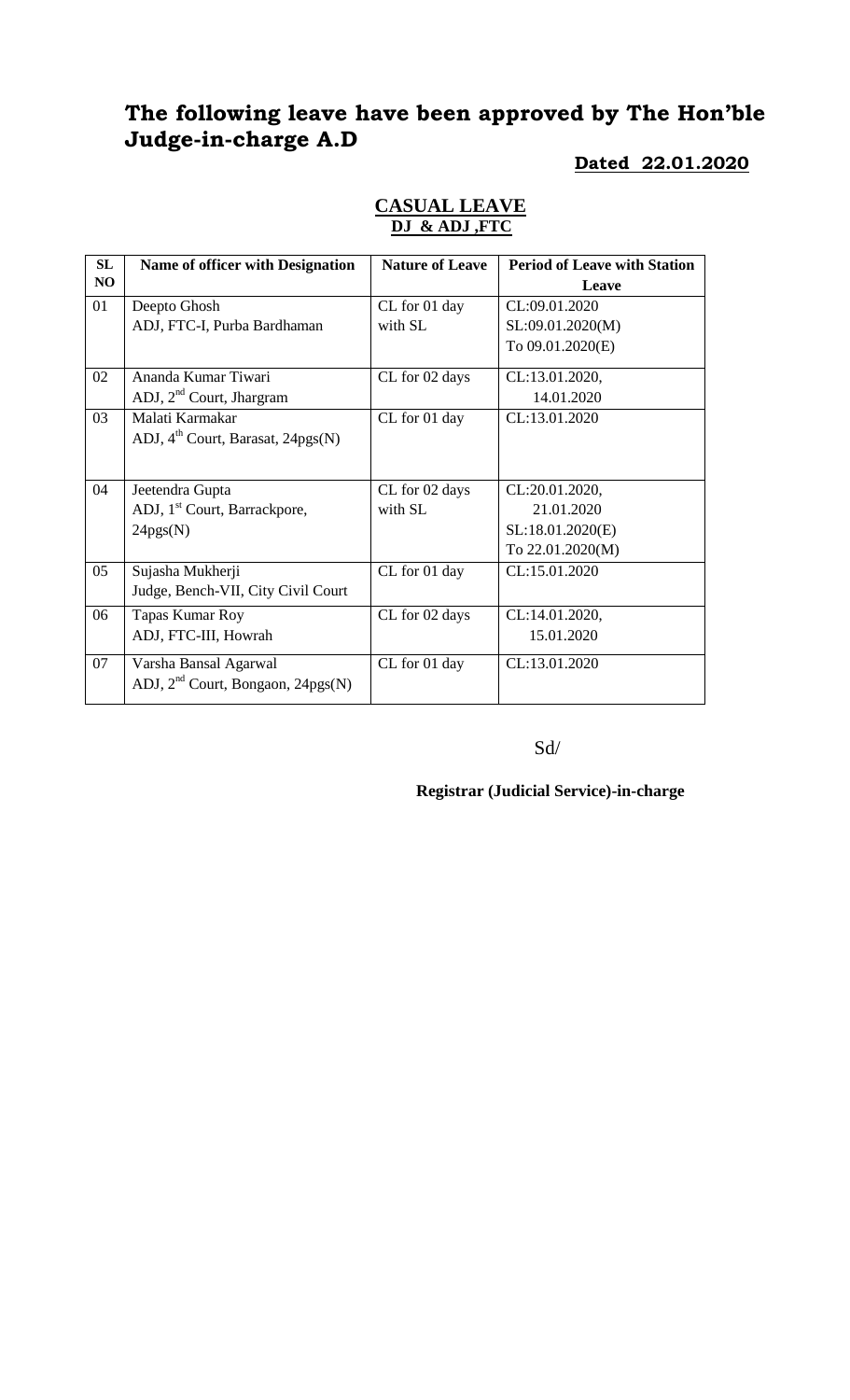# The following leave have been approved by The Hon'ble Judge-in-charge A.D

**Dated 22.01.2020**

## CASUAL LEAVE
### DJ & ADJ ,FTC

| SL NO | Name of officer with Designation | Nature of Leave | Period of Leave with Station Leave |
|---|---|---|---|
| 01 | Deepto Ghosh<br>ADJ, FTC-I, Purba Bardhaman | CL for 01 day with SL | CL:09.01.2020<br>SL:09.01.2020(M)<br>To 09.01.2020(E) |
| 02 | Ananda Kumar Tiwari<br>ADJ, 2nd Court, Jhargram | CL for 02 days | CL:13.01.2020,<br>14.01.2020 |
| 03 | Malati Karmakar<br>ADJ, 4th Court, Barasat, 24pgs(N) | CL for 01 day | CL:13.01.2020 |
| 04 | Jeetendra Gupta<br>ADJ, 1st Court, Barrackpore, 24pgs(N) | CL for 02 days with SL | CL:20.01.2020,<br>21.01.2020<br>SL:18.01.2020(E)<br>To 22.01.2020(M) |
| 05 | Sujasha Mukherji<br>Judge, Bench-VII, City Civil Court | CL for 01 day | CL:15.01.2020 |
| 06 | Tapas Kumar Roy<br>ADJ, FTC-III, Howrah | CL for 02 days | CL:14.01.2020,<br>15.01.2020 |
| 07 | Varsha Bansal Agarwal<br>ADJ, 2nd Court, Bongaon, 24pgs(N) | CL for 01 day | CL:13.01.2020 |

Sd/

**Registrar (Judicial Service)-in-charge**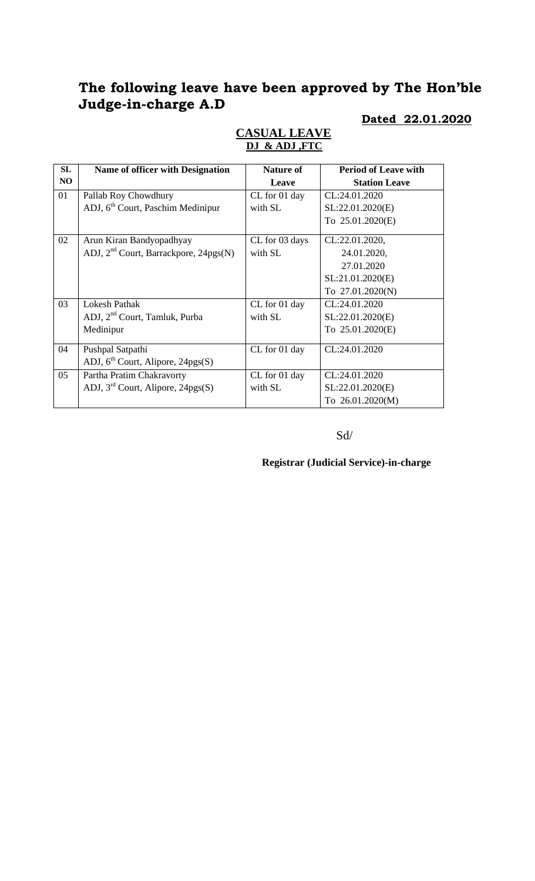## The following leave have been approved by The Hon'ble Judge-in-charge A.D

**Dated 22.01.2020**

**CASUAL LEAVE**
**DJ & ADJ ,FTC**

| SL NO | Name of officer with Designation | Nature of Leave | Period of Leave with Station Leave |
|---|---|---|---|
| 01 | Pallab Roy Chowdhury<br>ADJ, 6th Court, Paschim Medinipur | CL for 01 day with SL | CL:24.01.2020<br>SL:22.01.2020(E)<br>To 25.01.2020(E) |
| 02 | Arun Kiran Bandyopadhyay<br>ADJ, 2nd Court, Barrackpore, 24pgs(N) | CL for 03 days with SL | CL:22.01.2020,<br>24.01.2020,<br>27.01.2020<br>SL:21.01.2020(E)<br>To 27.01.2020(N) |
| 03 | Lokesh Pathak<br>ADJ, 2nd Court, Tamluk, Purba Medinipur | CL for 01 day with SL | CL:24.01.2020<br>SL:22.01.2020(E)<br>To 25.01.2020(E) |
| 04 | Pushpal Satpathi<br>ADJ, 6th Court, Alipore, 24pgs(S) | CL for 01 day | CL:24.01.2020 |
| 05 | Partha Pratim Chakravorty<br>ADJ, 3rd Court, Alipore, 24pgs(S) | CL for 01 day with SL | CL:24.01.2020<br>SL:22.01.2020(E)<br>To 26.01.2020(M) |

Sd/

**Registrar (Judicial Service)-in-charge**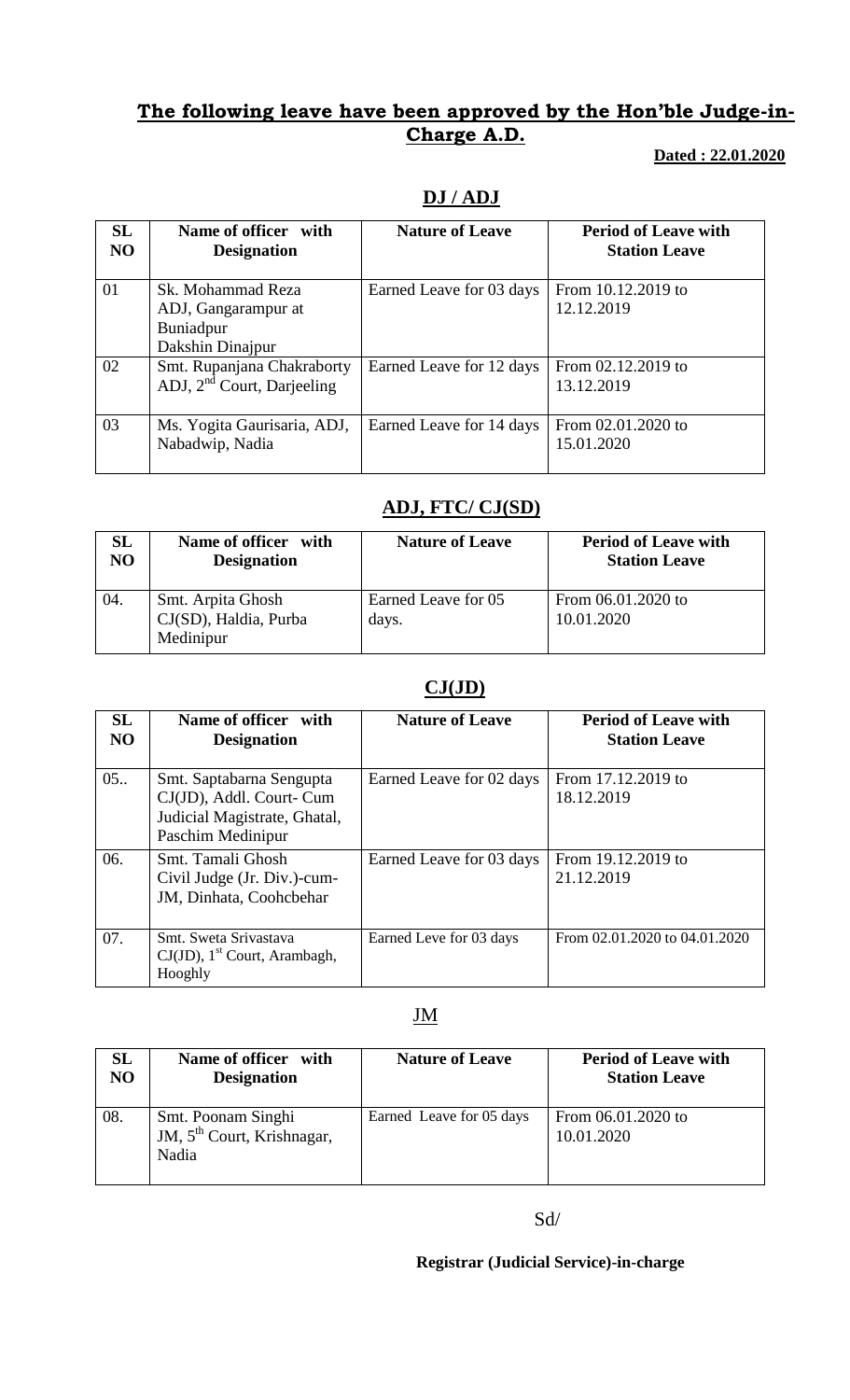## **The following leave have been approved by the Hon'ble Judge-in-Charge A.D.**

**Dated : 22.01.2020**

### **DJ / ADJ**

| SL NO | Name of officer with Designation | Nature of Leave | Period of Leave with Station Leave |
|---|---|---|---|
| 01 | Sk. Mohammad Reza ADJ, Gangarampur at Buniadpur Dakshin Dinajpur | Earned Leave for 03 days | From 10.12.2019 to 12.12.2019 |
| 02 | Smt. Rupanjana Chakraborty ADJ, 2nd Court, Darjeeling | Earned Leave for 12 days | From 02.12.2019 to 13.12.2019 |
| 03 | Ms. Yogita Gaurisaria, ADJ, Nabadwip, Nadia | Earned Leave for 14 days | From 02.01.2020 to 15.01.2020 |

### **ADJ, FTC/ CJ(SD)**

| SL NO | Name of officer with Designation | Nature of Leave | Period of Leave with Station Leave |
|---|---|---|---|
| 04. | Smt. Arpita Ghosh CJ(SD), Haldia, Purba Medinipur | Earned Leave for 05 days. | From 06.01.2020 to 10.01.2020 |

### **CJ(JD)**

| SL NO | Name of officer with Designation | Nature of Leave | Period of Leave with Station Leave |
|---|---|---|---|
| 05.. | Smt. Saptabarna Sengupta CJ(JD), Addl. Court- Cum Judicial Magistrate, Ghatal, Paschim Medinipur | Earned Leave for 02 days | From 17.12.2019 to 18.12.2019 |
| 06. | Smt. Tamali Ghosh Civil Judge (Jr. Div.)-cum-JM, Dinhata, Coohcbehar | Earned Leave for 03 days | From 19.12.2019 to 21.12.2019 |
| 07. | Smt. Sweta Srivastava CJ(JD), 1st Court, Arambagh, Hooghly | Earned Leve for 03 days | From 02.01.2020 to 04.01.2020 |

### JM

| SL NO | Name of officer with Designation | Nature of Leave | Period of Leave with Station Leave |
|---|---|---|---|
| 08. | Smt. Poonam Singhi JM, 5th Court, Krishnagar, Nadia | Earned Leave for 05 days | From 06.01.2020 to 10.01.2020 |

Sd/

**Registrar (Judicial Service)-in-charge**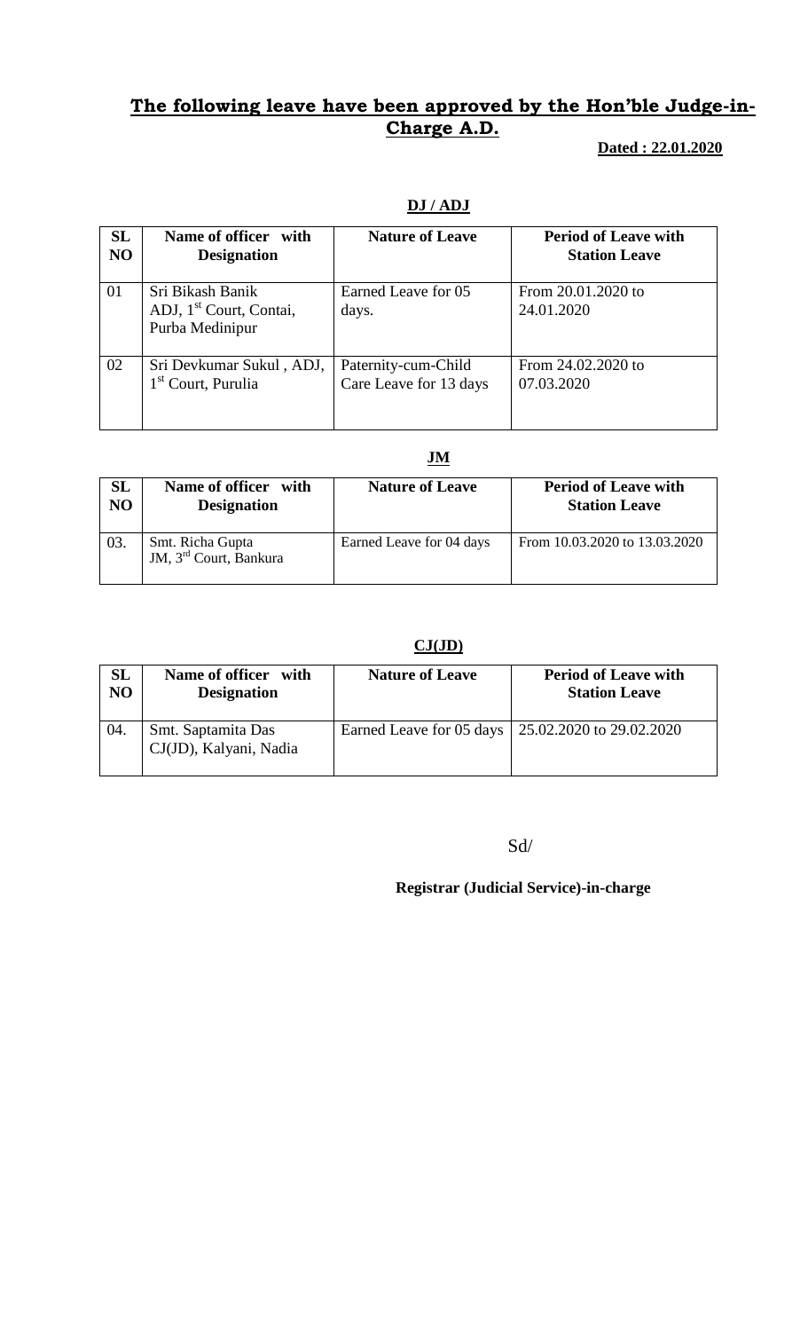## The following leave have been approved by the Hon'ble Judge-in-Charge A.D.

**Dated : 22.01.2020**

**DJ / ADJ**

| SL NO | Name of officer with Designation | Nature of Leave | Period of Leave with Station Leave |
|---|---|---|---|
| 01 | Sri Bikash Banik ADJ, 1st Court, Contai, Purba Medinipur | Earned Leave for 05 days. | From 20.01.2020 to 24.01.2020 |
| 02 | Sri Devkumar Sukul , ADJ, 1st Court, Purulia | Paternity-cum-Child Care Leave for 13 days | From 24.02.2020 to 07.03.2020 |

**JM**

| SL NO | Name of officer with Designation | Nature of Leave | Period of Leave with Station Leave |
|---|---|---|---|
| 03. | Smt. Richa Gupta JM, 3rd Court, Bankura | Earned Leave for 04 days | From 10.03.2020 to 13.03.2020 |

**CJ(JD)**

| SL NO | Name of officer with Designation | Nature of Leave | Period of Leave with Station Leave |
|---|---|---|---|
| 04. | Smt. Saptamita Das CJ(JD), Kalyani, Nadia | Earned Leave for 05 days | 25.02.2020 to 29.02.2020 |

Sd/

**Registrar (Judicial Service)-in-charge**